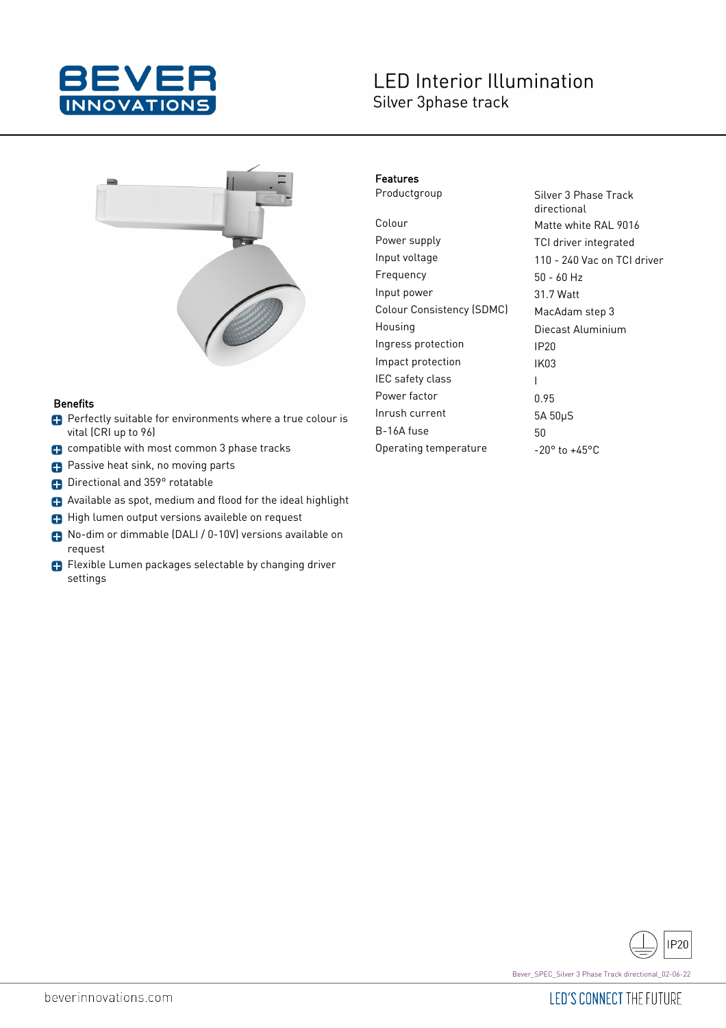# LED Interior Illumination

## Silver 3phase track

### Benefits

- Perfectly suitable for environments where a true colour is vital (CRI up to 96)
- compatible with most common 3 phase tracks
- Passive heat sink, no moving parts
- Directional and 359° rotatable
- Available as spot, medium and flood for the ideal highlight
- High lumen output versions availeble on request
- No-dim or dimmable (DALI / 0-10V) versions available on request
- Flexible Lumen packages selectable by changing driver settings

### Features

| Feature | Value |
|---|---|
| Productgroup | Silver 3 Phase Track directional |
| Colour | Matte white RAL 9016 |
| Power supply | TCI driver integrated |
| Input voltage | 110 - 240 Vac on TCI driver |
| Frequency | 50 - 60 Hz |
| Input power | 31.7 Watt |
| Colour Consistency (SDMC) | MacAdam step 3 |
| Housing | Diecast Aluminium |
| Ingress protection | IP20 |
| Impact protection | IK03 |
| IEC safety class | I |
| Power factor | 0.95 |
| Inrush current | 5A 50μS |
| B-16A fuse | 50 |
| Operating temperature | -20° to +45°C |

IP20

Bever_SPEC_Silver 3 Phase Track directional_02-06-22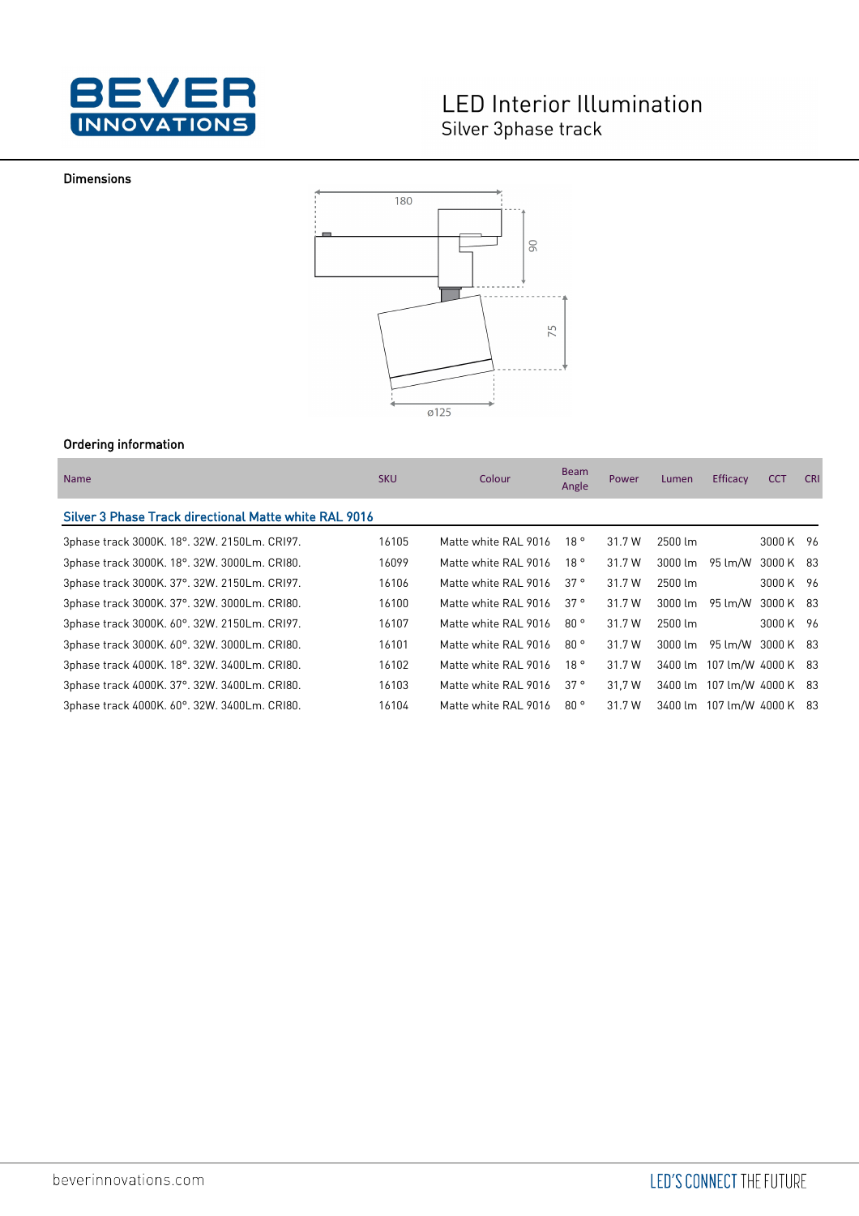# LED Interior Illumination

## Silver 3phase track

### Dimensions

180

90

75

ø125

### Ordering information

| Name | SKU | Colour | Beam Angle | Power | Lumen | Efficacy | CCT | CRI |
|---|---|---|---|---|---|---|---|---|
| **Silver 3 Phase Track directional Matte white RAL 9016** | | | | | | | | |
| 3phase track 3000K. 18°. 32W. 2150Lm. CRI97. | 16105 | Matte white RAL 9016 | 18 ° | 31.7 W | 2500 lm | | 3000 K | 96 |
| 3phase track 3000K. 18°. 32W. 3000Lm. CRI80. | 16099 | Matte white RAL 9016 | 18 ° | 31.7 W | 3000 lm | 95 lm/W | 3000 K | 83 |
| 3phase track 3000K. 37°. 32W. 2150Lm. CRI97. | 16106 | Matte white RAL 9016 | 37 ° | 31.7 W | 2500 lm | | 3000 K | 96 |
| 3phase track 3000K. 37°. 32W. 3000Lm. CRI80. | 16100 | Matte white RAL 9016 | 37 ° | 31.7 W | 3000 lm | 95 lm/W | 3000 K | 83 |
| 3phase track 3000K. 60°. 32W. 2150Lm. CRI97. | 16107 | Matte white RAL 9016 | 80 ° | 31.7 W | 2500 lm | | 3000 K | 96 |
| 3phase track 3000K. 60°. 32W. 3000Lm. CRI80. | 16101 | Matte white RAL 9016 | 80 ° | 31.7 W | 3000 lm | 95 lm/W | 3000 K | 83 |
| 3phase track 4000K. 18°. 32W. 3400Lm. CRI80. | 16102 | Matte white RAL 9016 | 18 ° | 31.7 W | 3400 lm | 107 lm/W | 4000 K | 83 |
| 3phase track 4000K. 37°. 32W. 3400Lm. CRI80. | 16103 | Matte white RAL 9016 | 37 ° | 31,7 W | 3400 lm | 107 lm/W | 4000 K | 83 |
| 3phase track 4000K. 60°. 32W. 3400Lm. CRI80. | 16104 | Matte white RAL 9016 | 80 ° | 31.7 W | 3400 lm | 107 lm/W | 4000 K | 83 |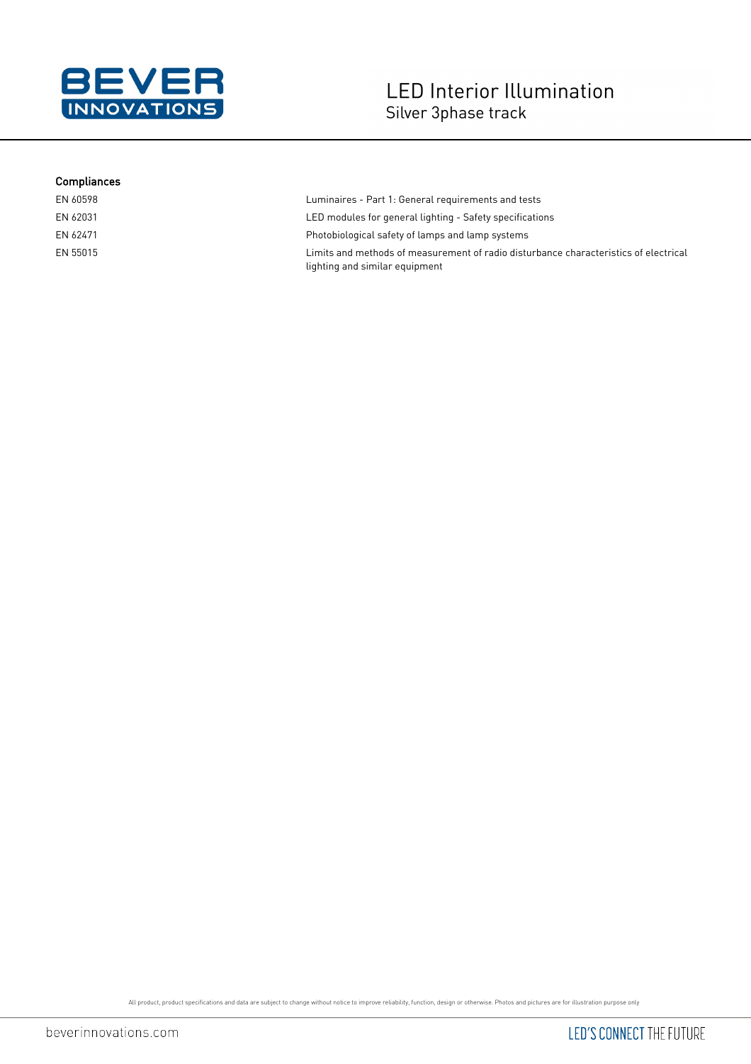## Compliances

| | |
|---|---|
| EN 60598 | Luminaires - Part 1: General requirements and tests |
| EN 62031 | LED modules for general lighting - Safety specifications |
| EN 62471 | Photobiological safety of lamps and lamp systems |
| EN 55015 | Limits and methods of measurement of radio disturbance characteristics of electrical lighting and similar equipment |

All product, product specifications and data are subject to change without notice to improve reliability, function, design or otherwise. Photos and pictures are for illustration purpose only